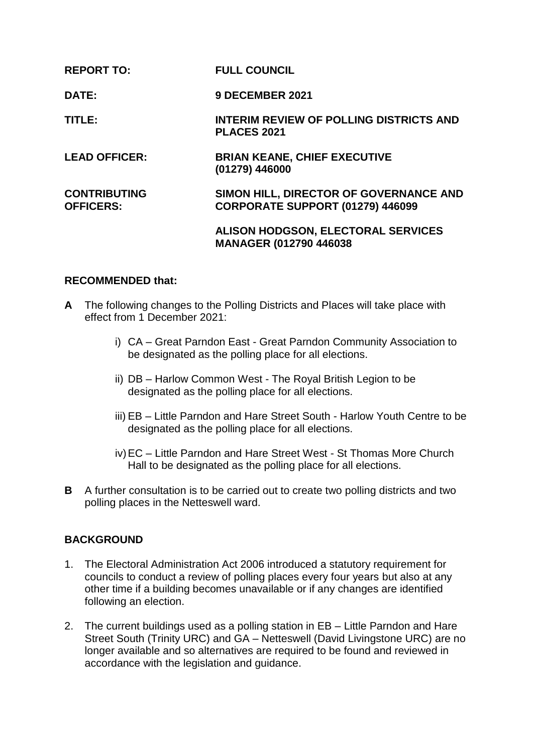**REPORT TO:** **FULL COUNCIL**

**DATE:** **9 DECEMBER 2021**

**TITLE:** **INTERIM REVIEW OF POLLING DISTRICTS AND PLACES 2021**

**LEAD OFFICER:** **BRIAN KEANE, CHIEF EXECUTIVE (01279) 446000**

**CONTRIBUTING OFFICERS:** **SIMON HILL, DIRECTOR OF GOVERNANCE AND CORPORATE SUPPORT (01279) 446099**

**ALISON HODGSON, ELECTORAL SERVICES MANAGER (012790 446038**

**RECOMMENDED that:**

**A** The following changes to the Polling Districts and Places will take place with effect from 1 December 2021:

i) CA – Great Parndon East - Great Parndon Community Association to be designated as the polling place for all elections.

ii) DB – Harlow Common West - The Royal British Legion to be designated as the polling place for all elections.

iii) EB – Little Parndon and Hare Street South - Harlow Youth Centre to be designated as the polling place for all elections.

iv) EC – Little Parndon and Hare Street West - St Thomas More Church Hall to be designated as the polling place for all elections.

**B** A further consultation is to be carried out to create two polling districts and two polling places in the Netteswell ward.

## BACKGROUND

1. The Electoral Administration Act 2006 introduced a statutory requirement for councils to conduct a review of polling places every four years but also at any other time if a building becomes unavailable or if any changes are identified following an election.

2. The current buildings used as a polling station in EB – Little Parndon and Hare Street South (Trinity URC) and GA – Netteswell (David Livingstone URC) are no longer available and so alternatives are required to be found and reviewed in accordance with the legislation and guidance.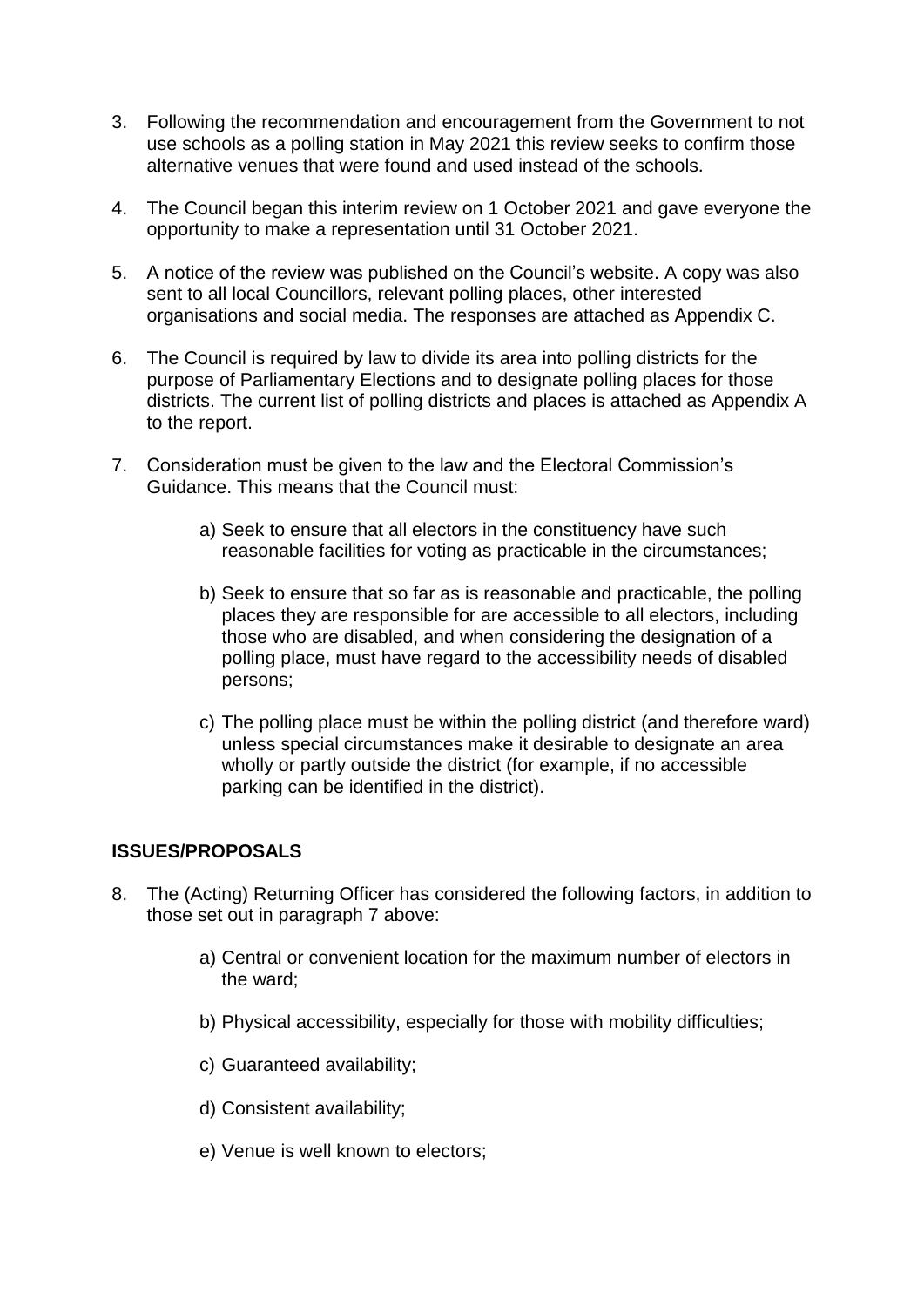3. Following the recommendation and encouragement from the Government to not use schools as a polling station in May 2021 this review seeks to confirm those alternative venues that were found and used instead of the schools.

4. The Council began this interim review on 1 October 2021 and gave everyone the opportunity to make a representation until 31 October 2021.

5. A notice of the review was published on the Council's website. A copy was also sent to all local Councillors, relevant polling places, other interested organisations and social media. The responses are attached as Appendix C.

6. The Council is required by law to divide its area into polling districts for the purpose of Parliamentary Elections and to designate polling places for those districts. The current list of polling districts and places is attached as Appendix A to the report.

7. Consideration must be given to the law and the Electoral Commission's Guidance. This means that the Council must:

   a) Seek to ensure that all electors in the constituency have such reasonable facilities for voting as practicable in the circumstances;

   b) Seek to ensure that so far as is reasonable and practicable, the polling places they are responsible for are accessible to all electors, including those who are disabled, and when considering the designation of a polling place, must have regard to the accessibility needs of disabled persons;

   c) The polling place must be within the polling district (and therefore ward) unless special circumstances make it desirable to designate an area wholly or partly outside the district (for example, if no accessible parking can be identified in the district).

## ISSUES/PROPOSALS

8. The (Acting) Returning Officer has considered the following factors, in addition to those set out in paragraph 7 above:

   a) Central or convenient location for the maximum number of electors in the ward;

   b) Physical accessibility, especially for those with mobility difficulties;

   c) Guaranteed availability;

   d) Consistent availability;

   e) Venue is well known to electors;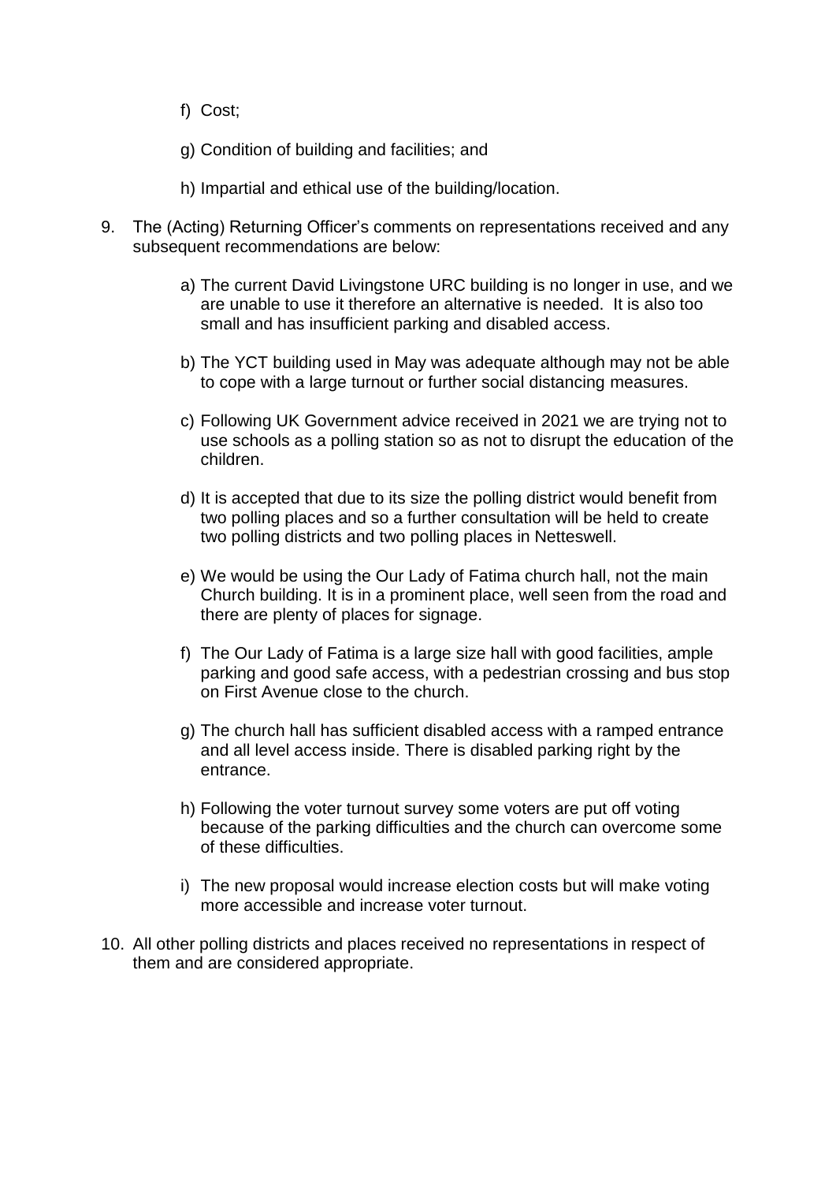f) Cost;

g) Condition of building and facilities; and

h) Impartial and ethical use of the building/location.

9. The (Acting) Returning Officer's comments on representations received and any subsequent recommendations are below:

   a) The current David Livingstone URC building is no longer in use, and we are unable to use it therefore an alternative is needed. It is also too small and has insufficient parking and disabled access.

   b) The YCT building used in May was adequate although may not be able to cope with a large turnout or further social distancing measures.

   c) Following UK Government advice received in 2021 we are trying not to use schools as a polling station so as not to disrupt the education of the children.

   d) It is accepted that due to its size the polling district would benefit from two polling places and so a further consultation will be held to create two polling districts and two polling places in Netteswell.

   e) We would be using the Our Lady of Fatima church hall, not the main Church building. It is in a prominent place, well seen from the road and there are plenty of places for signage.

   f) The Our Lady of Fatima is a large size hall with good facilities, ample parking and good safe access, with a pedestrian crossing and bus stop on First Avenue close to the church.

   g) The church hall has sufficient disabled access with a ramped entrance and all level access inside. There is disabled parking right by the entrance.

   h) Following the voter turnout survey some voters are put off voting because of the parking difficulties and the church can overcome some of these difficulties.

   i) The new proposal would increase election costs but will make voting more accessible and increase voter turnout.

10. All other polling districts and places received no representations in respect of them and are considered appropriate.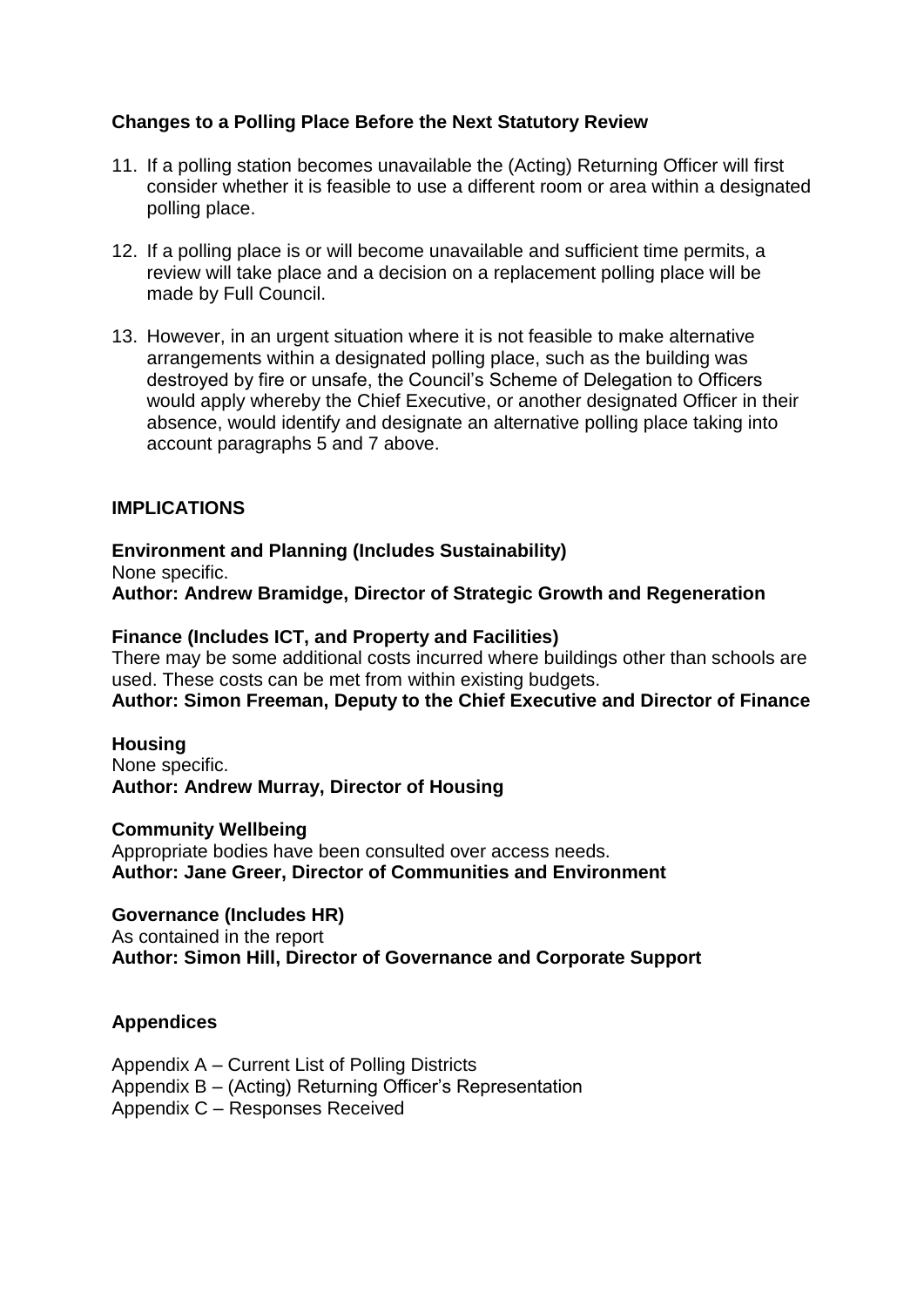**Changes to a Polling Place Before the Next Statutory Review**

11. If a polling station becomes unavailable the (Acting) Returning Officer will first consider whether it is feasible to use a different room or area within a designated polling place.

12. If a polling place is or will become unavailable and sufficient time permits, a review will take place and a decision on a replacement polling place will be made by Full Council.

13. However, in an urgent situation where it is not feasible to make alternative arrangements within a designated polling place, such as the building was destroyed by fire or unsafe, the Council's Scheme of Delegation to Officers would apply whereby the Chief Executive, or another designated Officer in their absence, would identify and designate an alternative polling place taking into account paragraphs 5 and 7 above.

**IMPLICATIONS**

**Environment and Planning (Includes Sustainability)**
None specific.
**Author: Andrew Bramidge, Director of Strategic Growth and Regeneration**

**Finance (Includes ICT, and Property and Facilities)**
There may be some additional costs incurred where buildings other than schools are used. These costs can be met from within existing budgets.
**Author: Simon Freeman, Deputy to the Chief Executive and Director of Finance**

**Housing**
None specific.
**Author: Andrew Murray, Director of Housing**

**Community Wellbeing**
Appropriate bodies have been consulted over access needs.
**Author: Jane Greer, Director of Communities and Environment**

**Governance (Includes HR)**
As contained in the report
**Author: Simon Hill, Director of Governance and Corporate Support**

**Appendices**

Appendix A – Current List of Polling Districts
Appendix B – (Acting) Returning Officer's Representation
Appendix C – Responses Received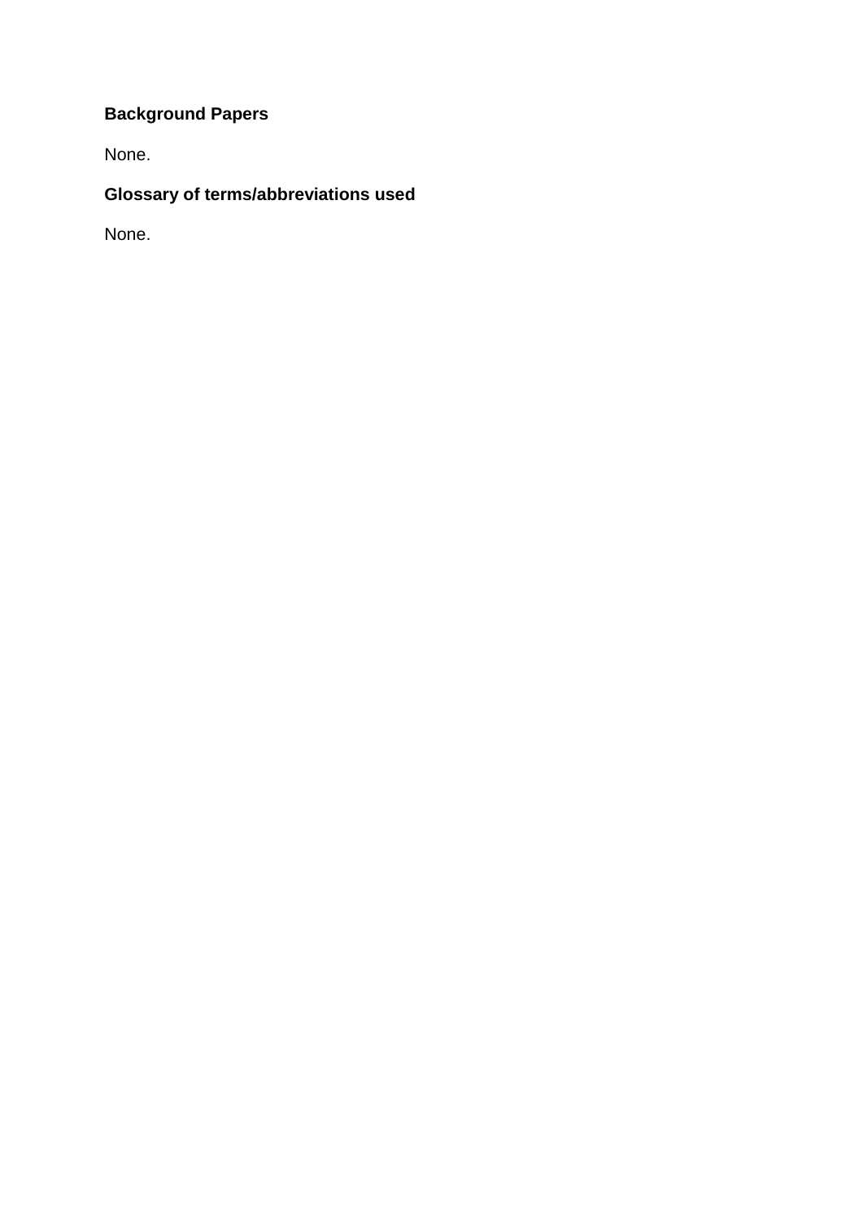## Background Papers

None.

## Glossary of terms/abbreviations used

None.